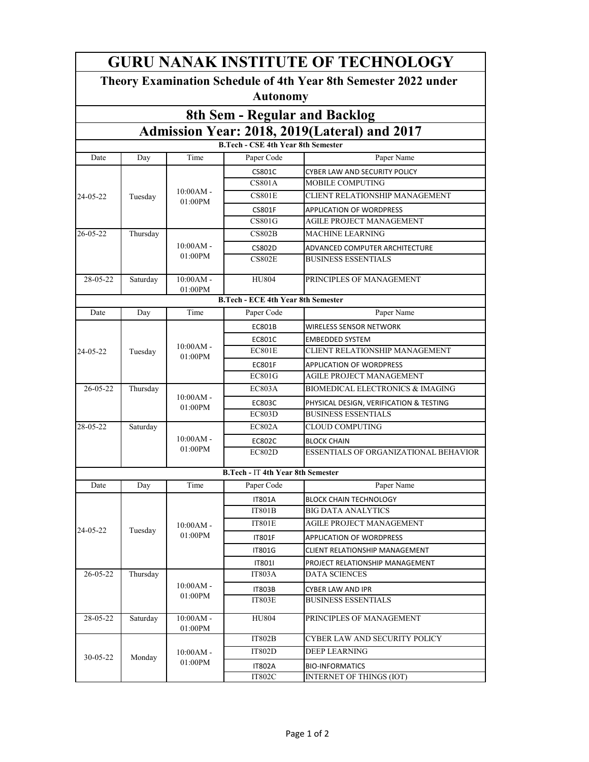# GURU NANAK INSTITUTE OF TECHNOLOGY

## Theory Examination Schedule of 4th Year 8th Semester 2022 under Autonomy

## 8th Sem - Regular and Backlog

## Admission Year: 2018, 2019(Lateral) and 2017

**B.Tech - CSE 4th Year 8th Semester**

| Date | Day | Time | Paper Code | Paper Name |
|---|---|---|---|---|
| 24-05-22 | Tuesday | 10:00AM - 01:00PM | CS801C | CYBER LAW AND SECURITY POLICY |
| | | | CS801A | MOBILE COMPUTING |
| | | | CS801E | CLIENT RELATIONSHIP MANAGEMENT |
| | | | CS801F | APPLICATION OF WORDPRESS |
| | | | CS801G | AGILE PROJECT MANAGEMENT |
| 26-05-22 | Thursday | 10:00AM - 01:00PM | CS802B | MACHINE LEARNING |
| | | | CS802D | ADVANCED COMPUTER ARCHITECTURE |
| | | | CS802E | BUSINESS ESSENTIALS |
| 28-05-22 | Saturday | 10:00AM - 01:00PM | HU804 | PRINCIPLES OF MANAGEMENT |

**B.Tech - ECE 4th Year 8th Semester**

| Date | Day | Time | Paper Code | Paper Name |
|---|---|---|---|---|
| 24-05-22 | Tuesday | 10:00AM - 01:00PM | EC801B | WIRELESS SENSOR NETWORK |
| | | | EC801C | EMBEDDED SYSTEM |
| | | | EC801E | CLIENT RELATIONSHIP MANAGEMENT |
| | | | EC801F | APPLICATION OF WORDPRESS |
| | | | EC801G | AGILE PROJECT MANAGEMENT |
| 26-05-22 | Thursday | 10:00AM - 01:00PM | EC803A | BIOMEDICAL ELECTRONICS & IMAGING |
| | | | EC803C | PHYSICAL DESIGN, VERIFICATION & TESTING |
| | | | EC803D | BUSINESS ESSENTIALS |
| 28-05-22 | Saturday | 10:00AM - 01:00PM | EC802A | CLOUD COMPUTING |
| | | | EC802C | BLOCK CHAIN |
| | | | EC802D | ESSENTIALS OF ORGANIZATIONAL BEHAVIOR |

**B.Tech - IT 4th Year 8th Semester**

| Date | Day | Time | Paper Code | Paper Name |
|---|---|---|---|---|
| 24-05-22 | Tuesday | 10:00AM - 01:00PM | IT801A | BLOCK CHAIN TECHNOLOGY |
| | | | IT801B | BIG DATA ANALYTICS |
| | | | IT801E | AGILE PROJECT MANAGEMENT |
| | | | IT801F | APPLICATION OF WORDPRESS |
| | | | IT801G | CLIENT RELATIONSHIP MANAGEMENT |
| | | | IT801I | PROJECT RELATIONSHIP MANAGEMENT |
| 26-05-22 | Thursday | 10:00AM - 01:00PM | IT803A | DATA SCIENCES |
| | | | IT803B | CYBER LAW AND IPR |
| | | | IT803E | BUSINESS ESSENTIALS |
| 28-05-22 | Saturday | 10:00AM - 01:00PM | HU804 | PRINCIPLES OF MANAGEMENT |
| 30-05-22 | Monday | 10:00AM - 01:00PM | IT802B | CYBER LAW AND SECURITY POLICY |
| | | | IT802D | DEEP LEARNING |
| | | | IT802A | BIO-INFORMATICS |
| | | | IT802C | INTERNET OF THINGS (IOT) |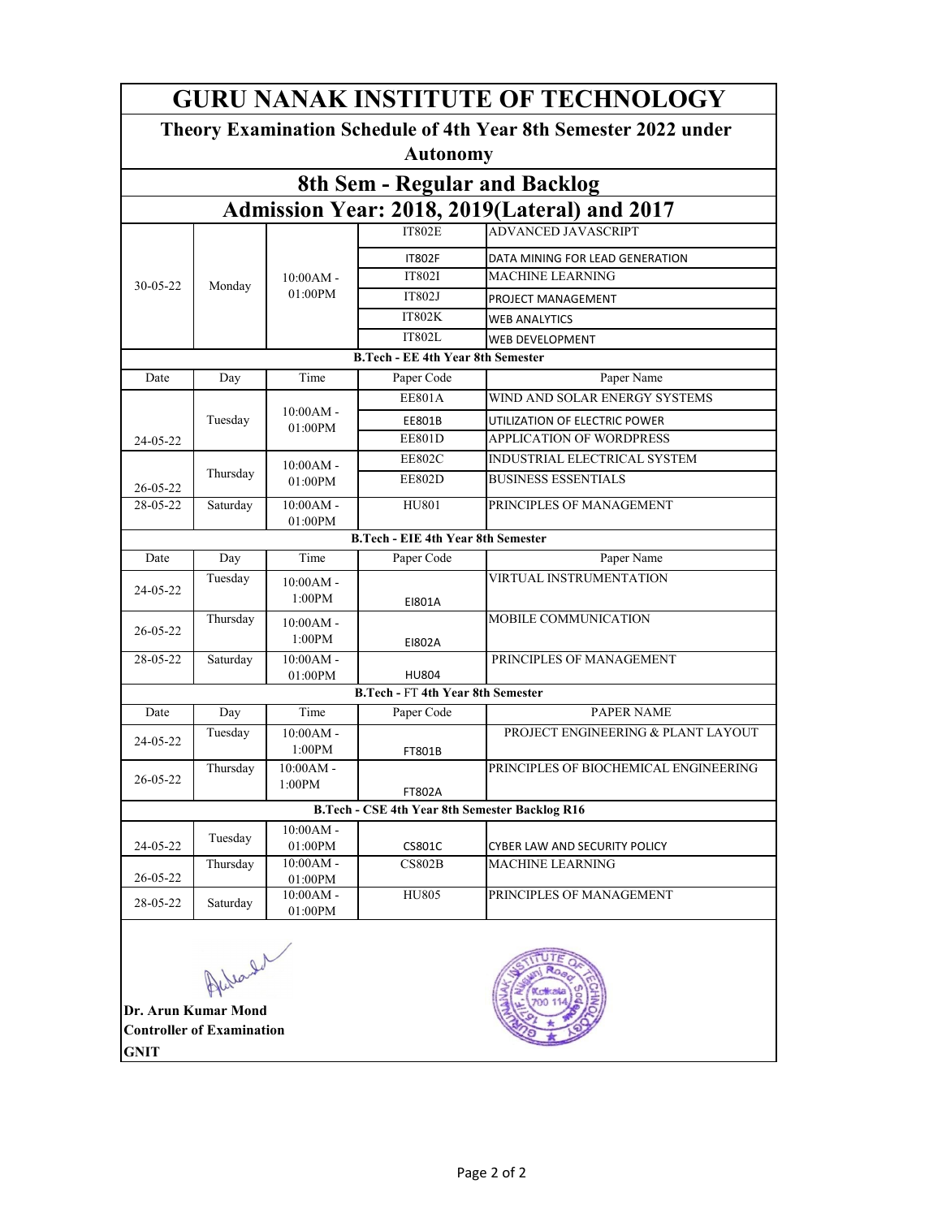# GURU NANAK INSTITUTE OF TECHNOLOGY

## Theory Examination Schedule of 4th Year 8th Semester 2022 under Autonomy

## 8th Sem - Regular and Backlog

## Admission Year: 2018, 2019(Lateral) and 2017

| | | | | |
|---|---|---|---|---|
| 30-05-22 | Monday | 10:00AM - 01:00PM | IT802E | ADVANCED JAVASCRIPT |
| | | | IT802F | DATA MINING FOR LEAD GENERATION |
| | | | IT802I | MACHINE LEARNING |
| | | | IT802J | PROJECT MANAGEMENT |
| | | | IT802K | WEB ANALYTICS |
| | | | IT802L | WEB DEVELOPMENT |

**B.Tech - EE 4th Year 8th Semester**

| Date | Day | Time | Paper Code | Paper Name |
|---|---|---|---|---|
| 24-05-22 | Tuesday | 10:00AM - 01:00PM | EE801A | WIND AND SOLAR ENERGY SYSTEMS |
| | | | EE801B | UTILIZATION OF ELECTRIC POWER |
| | | | EE801D | APPLICATION OF WORDPRESS |
| 26-05-22 | Thursday | 10:00AM - 01:00PM | EE802C | INDUSTRIAL ELECTRICAL SYSTEM |
| | | | EE802D | BUSINESS ESSENTIALS |
| 28-05-22 | Saturday | 10:00AM - 01:00PM | HU801 | PRINCIPLES OF MANAGEMENT |

**B.Tech - EIE 4th Year 8th Semester**

| Date | Day | Time | Paper Code | Paper Name |
|---|---|---|---|---|
| 24-05-22 | Tuesday | 10:00AM - 1:00PM | EI801A | VIRTUAL INSTRUMENTATION |
| 26-05-22 | Thursday | 10:00AM - 1:00PM | EI802A | MOBILE COMMUNICATION |
| 28-05-22 | Saturday | 10:00AM - 01:00PM | HU804 | PRINCIPLES OF MANAGEMENT |

**B.Tech - FT 4th Year 8th Semester**

| Date | Day | Time | Paper Code | PAPER NAME |
|---|---|---|---|---|
| 24-05-22 | Tuesday | 10:00AM - 1:00PM | FT801B | PROJECT ENGINEERING & PLANT LAYOUT |
| 26-05-22 | Thursday | 10:00AM - 1:00PM | FT802A | PRINCIPLES OF BIOCHEMICAL ENGINEERING |

**B.Tech - CSE 4th Year 8th Semester Backlog R16**

| | | | | |
|---|---|---|---|---|
| 24-05-22 | Tuesday | 10:00AM - 01:00PM | CS801C | CYBER LAW AND SECURITY POLICY |
| 26-05-22 | Thursday | 10:00AM - 01:00PM | CS802B | MACHINE LEARNING |
| 28-05-22 | Saturday | 10:00AM - 01:00PM | HU805 | PRINCIPLES OF MANAGEMENT |

**Dr. Arun Kumar Mond**
**Controller of Examination**
**GNIT**